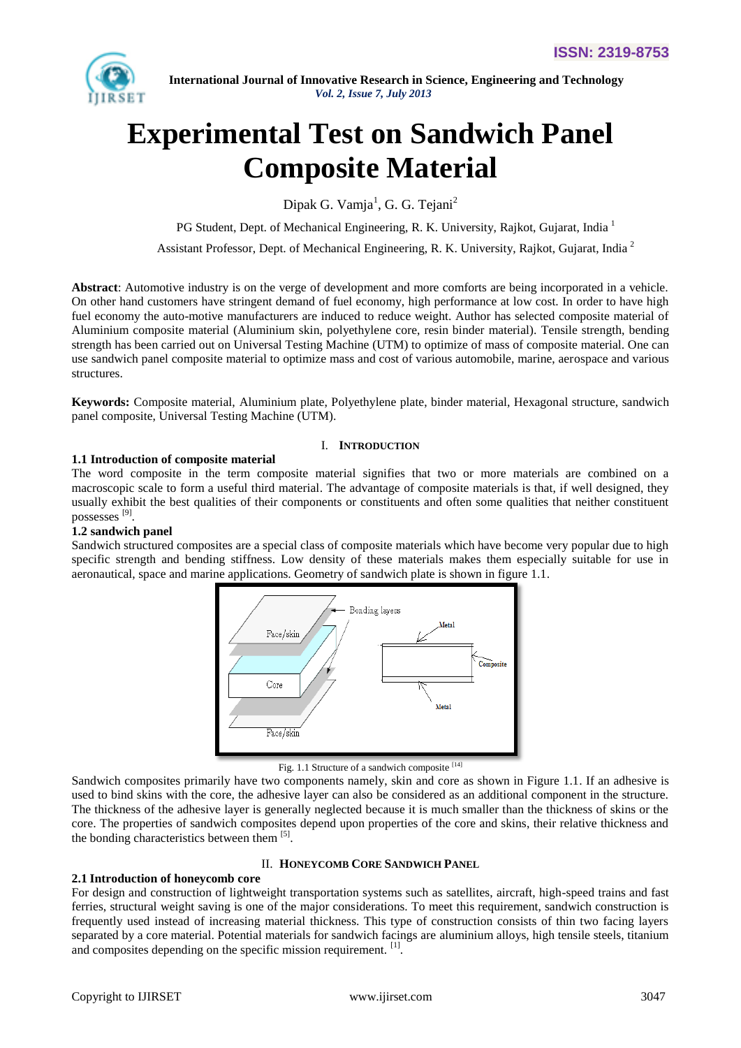# Experimental Test on Sandwich Panel Composite Material

Dipak G. Vamja[1], G. G. Tejani[2]

PG Student, Dept. of Mechanical Engineering, R. K. University, Rajkot, Gujarat, India [1]

Assistant Professor, Dept. of Mechanical Engineering, R. K. University, Rajkot, Gujarat, India [2]

**Abstract**: Automotive industry is on the verge of development and more comforts are being incorporated in a vehicle. On other hand customers have stringent demand of fuel economy, high performance at low cost. In order to have high fuel economy the auto-motive manufacturers are induced to reduce weight. Author has selected composite material of Aluminium composite material (Aluminium skin, polyethylene core, resin binder material). Tensile strength, bending strength has been carried out on Universal Testing Machine (UTM) to optimize of mass of composite material. One can use sandwich panel composite material to optimize mass and cost of various automobile, marine, aerospace and various structures.

**Keywords:** Composite material, Aluminium plate, Polyethylene plate, binder material, Hexagonal structure, sandwich panel composite, Universal Testing Machine (UTM).

## I. INTRODUCTION

### 1.1 Introduction of composite material

The word composite in the term composite material signifies that two or more materials are combined on a macroscopic scale to form a useful third material. The advantage of composite materials is that, if well designed, they usually exhibit the best qualities of their components or constituents and often some qualities that neither constituent possesses [9].

### 1.2 sandwich panel

Sandwich structured composites are a special class of composite materials which have become very popular due to high specific strength and bending stiffness. Low density of these materials makes them especially suitable for use in aeronautical, space and marine applications. Geometry of sandwich plate is shown in figure 1.1.

Fig. 1.1 Structure of a sandwich composite [14]

Sandwich composites primarily have two components namely, skin and core as shown in Figure 1.1. If an adhesive is used to bind skins with the core, the adhesive layer can also be considered as an additional component in the structure. The thickness of the adhesive layer is generally neglected because it is much smaller than the thickness of skins or the core. The properties of sandwich composites depend upon properties of the core and skins, their relative thickness and the bonding characteristics between them [5].

## II. HONEYCOMB CORE SANDWICH PANEL

### 2.1 Introduction of honeycomb core

For design and construction of lightweight transportation systems such as satellites, aircraft, high-speed trains and fast ferries, structural weight saving is one of the major considerations. To meet this requirement, sandwich construction is frequently used instead of increasing material thickness. This type of construction consists of thin two facing layers separated by a core material. Potential materials for sandwich facings are aluminium alloys, high tensile steels, titanium and composites depending on the specific mission requirement. [1].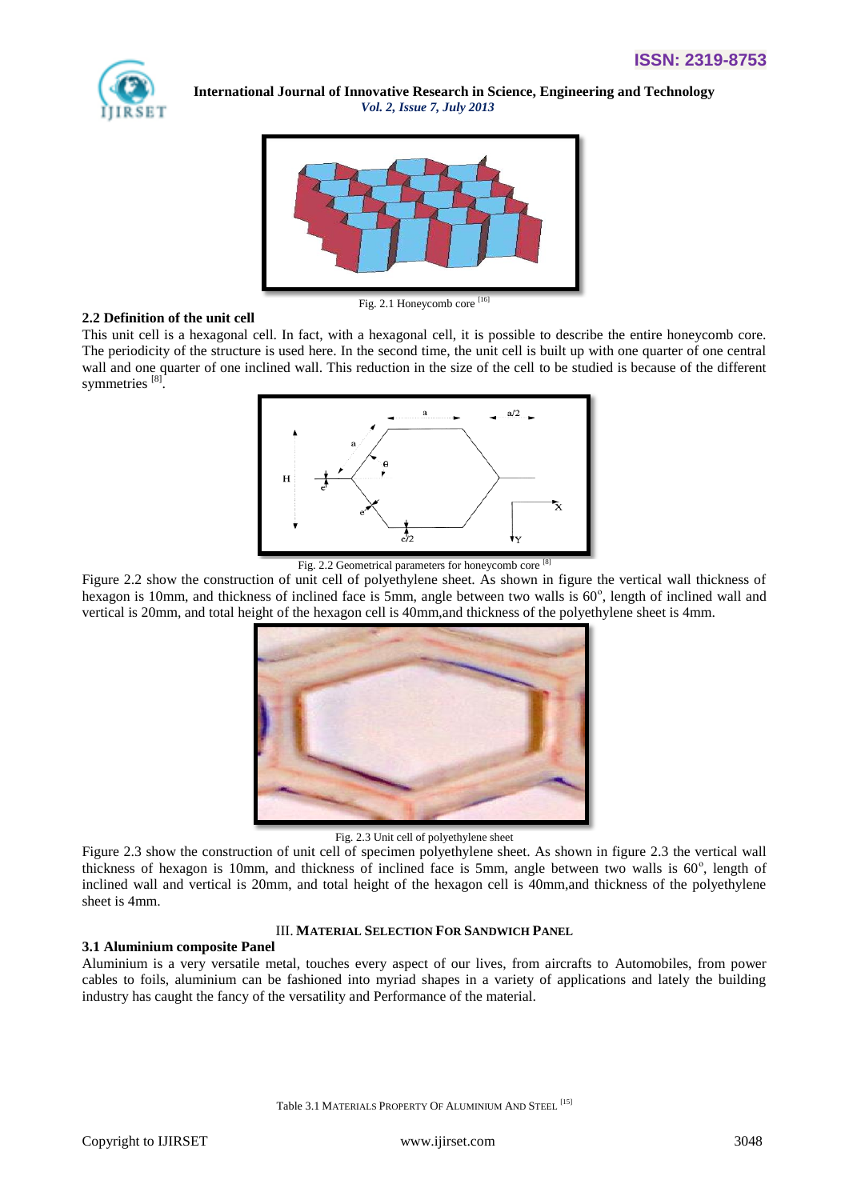Fig. 2.1 Honeycomb core [16]

### 2.2 Definition of the unit cell

This unit cell is a hexagonal cell. In fact, with a hexagonal cell, it is possible to describe the entire honeycomb core. The periodicity of the structure is used here. In the second time, the unit cell is built up with one quarter of one central wall and one quarter of one inclined wall. This reduction in the size of the cell to be studied is because of the different symmetries [8].

Fig. 2.2 Geometrical parameters for honeycomb core [8]

Figure 2.2 show the construction of unit cell of polyethylene sheet. As shown in figure the vertical wall thickness of hexagon is 10mm, and thickness of inclined face is 5mm, angle between two walls is $60^{o}$, length of inclined wall and vertical is 20mm, and total height of the hexagon cell is 40mm,and thickness of the polyethylene sheet is 4mm.

Fig. 2.3 Unit cell of polyethylene sheet

Figure 2.3 show the construction of unit cell of specimen polyethylene sheet. As shown in figure 2.3 the vertical wall thickness of hexagon is 10mm, and thickness of inclined face is 5mm, angle between two walls is $60^{o}$, length of inclined wall and vertical is 20mm, and total height of the hexagon cell is 40mm,and thickness of the polyethylene sheet is 4mm.

## III. Material Selection For Sandwich Panel

### 3.1 Aluminium composite Panel

Aluminium is a very versatile metal, touches every aspect of our lives, from aircrafts to Automobiles, from power cables to foils, aluminium can be fashioned into myriad shapes in a variety of applications and lately the building industry has caught the fancy of the versatility and Performance of the material.

Table 3.1 Materials Property Of Aluminium And Steel [15]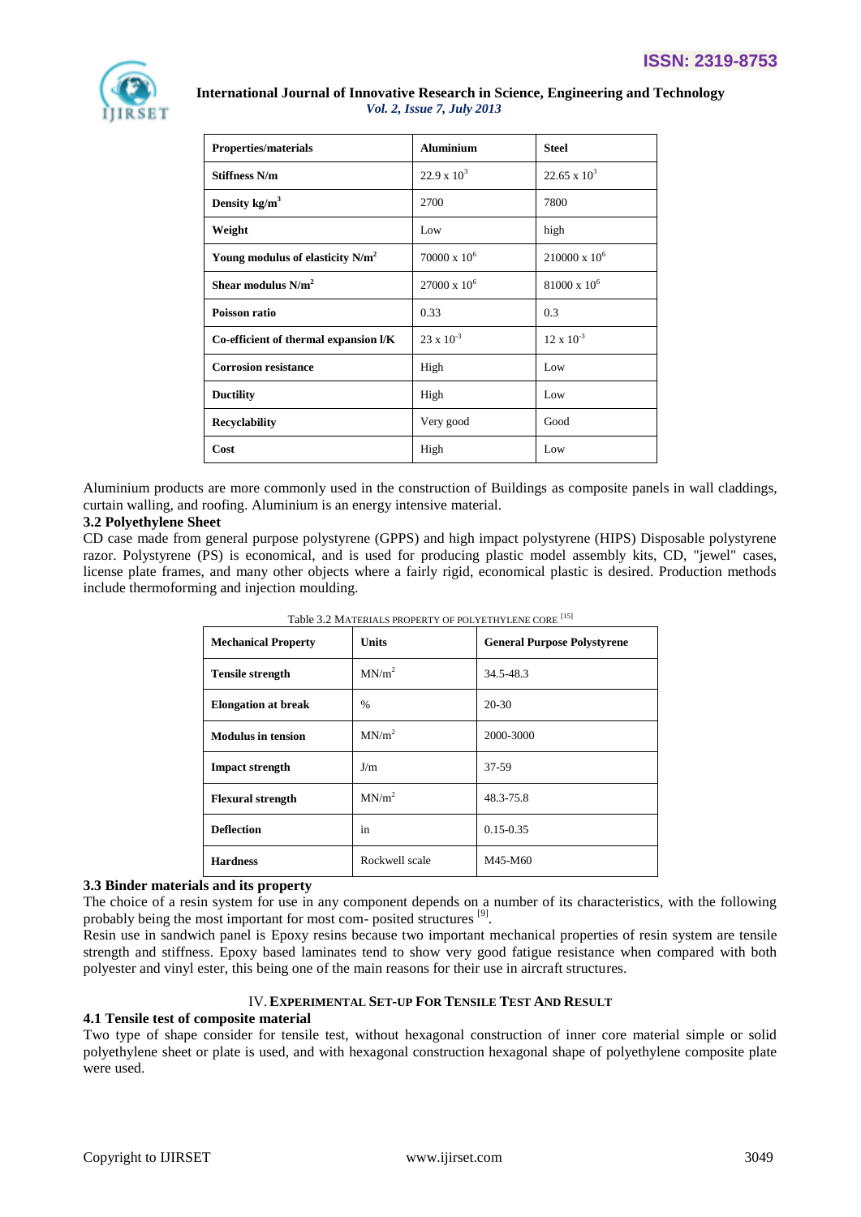| Properties/materials | Aluminium | Steel |
| --- | --- | --- |
| Stiffness N/m | $22.9 \times 10^3$ | $22.65 \times 10^3$ |
| Density kg/m$^3$ | 2700 | 7800 |
| Weight | Low | high |
| Young modulus of elasticity N/m$^2$ | $70000 \times 10^6$ | $210000 \times 10^6$ |
| Shear modulus N/m$^2$ | $27000 \times 10^6$ | $81000 \times 10^6$ |
| Poisson ratio | 0.33 | 0.3 |
| Co-efficient of thermal expansion l/K | $23 \times 10^{-3}$ | $12 \times 10^{-3}$ |
| Corrosion resistance | High | Low |
| Ductility | High | Low |
| Recyclability | Very good | Good |
| Cost | High | Low |

Aluminium products are more commonly used in the construction of Buildings as composite panels in wall claddings, curtain walling, and roofing. Aluminium is an energy intensive material.

### 3.2 Polyethylene Sheet

CD case made from general purpose polystyrene (GPPS) and high impact polystyrene (HIPS) Disposable polystyrene razor. Polystyrene (PS) is economical, and is used for producing plastic model assembly kits, CD, "jewel" cases, license plate frames, and many other objects where a fairly rigid, economical plastic is desired. Production methods include thermoforming and injection moulding.

Table 3.2 Materials property of polyethylene core [15]

| Mechanical Property | Units | General Purpose Polystyrene |
| --- | --- | --- |
| Tensile strength | MN/m$^2$ | 34.5-48.3 |
| Elongation at break | % | 20-30 |
| Modulus in tension | MN/m$^2$ | 2000-3000 |
| Impact strength | J/m | 37-59 |
| Flexural strength | MN/m$^2$ | 48.3-75.8 |
| Deflection | in | 0.15-0.35 |
| Hardness | Rockwell scale | M45-M60 |

### 3.3 Binder materials and its property

The choice of a resin system for use in any component depends on a number of its characteristics, with the following probably being the most important for most com- posited structures [9].

Resin use in sandwich panel is Epoxy resins because two important mechanical properties of resin system are tensile strength and stiffness. Epoxy based laminates tend to show very good fatigue resistance when compared with both polyester and vinyl ester, this being one of the main reasons for their use in aircraft structures.

## IV. Experimental Set-up For Tensile Test And Result

### 4.1 Tensile test of composite material

Two type of shape consider for tensile test, without hexagonal construction of inner core material simple or solid polyethylene sheet or plate is used, and with hexagonal construction hexagonal shape of polyethylene composite plate were used.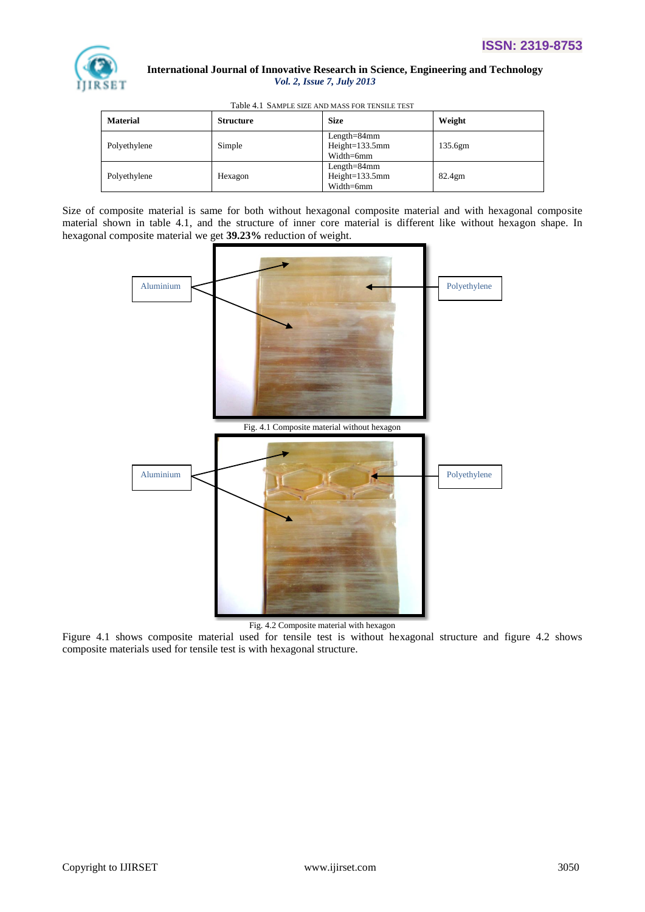Table 4.1 SAMPLE SIZE AND MASS FOR TENSILE TEST

| Material | Structure | Size | Weight |
|---|---|---|---|
| Polyethylene | Simple | Length=84mm<br>Height=133.5mm<br>Width=6mm | 135.6gm |
| Polyethylene | Hexagon | Length=84mm<br>Height=133.5mm<br>Width=6mm | 82.4gm |

Size of composite material is same for both without hexagonal composite material and with hexagonal composite material shown in table 4.1, and the structure of inner core material is different like without hexagon shape. In hexagonal composite material we get **39.23%** reduction of weight.

Fig. 4.1 Composite material without hexagon

Fig. 4.2 Composite material with hexagon

Figure 4.1 shows composite material used for tensile test is without hexagonal structure and figure 4.2 shows composite materials used for tensile test is with hexagonal structure.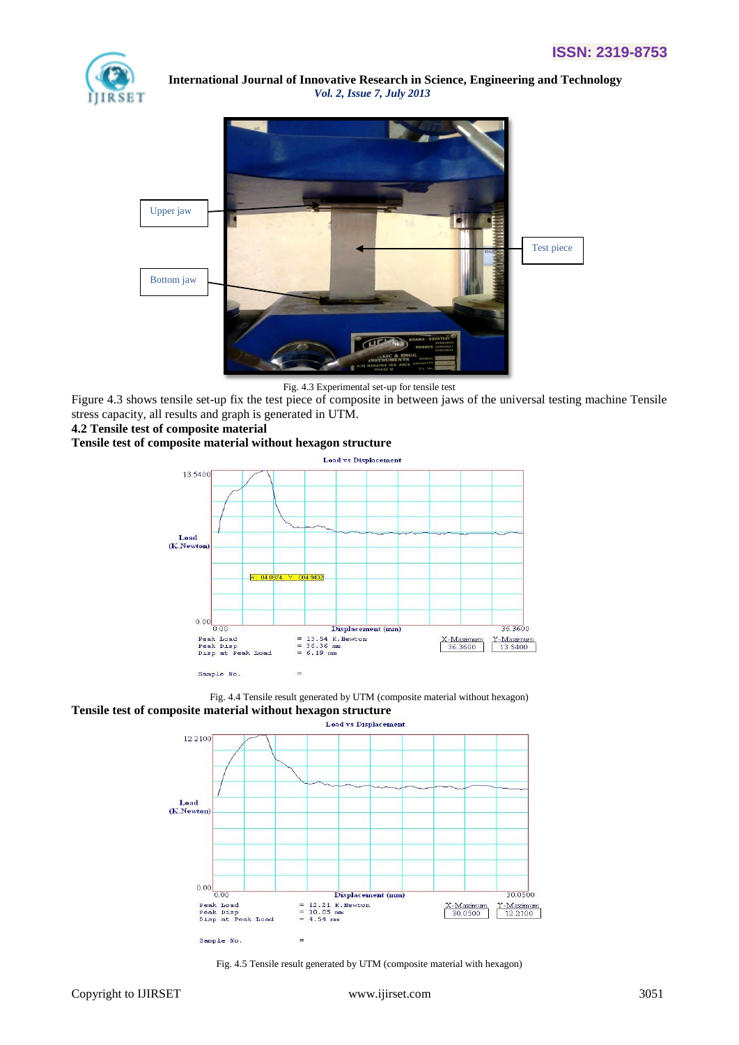Fig. 4.3 Experimental set-up for tensile test

Figure 4.3 shows tensile set-up fix the test piece of composite in between jaws of the universal testing machine Tensile stress capacity, all results and graph is generated in UTM.

**4.2 Tensile test of composite material**

**Tensile test of composite material without hexagon structure**

Fig. 4.4 Tensile result generated by UTM (composite material without hexagon)

**Tensile test of composite material without hexagon structure**

Fig. 4.5 Tensile result generated by UTM (composite material with hexagon)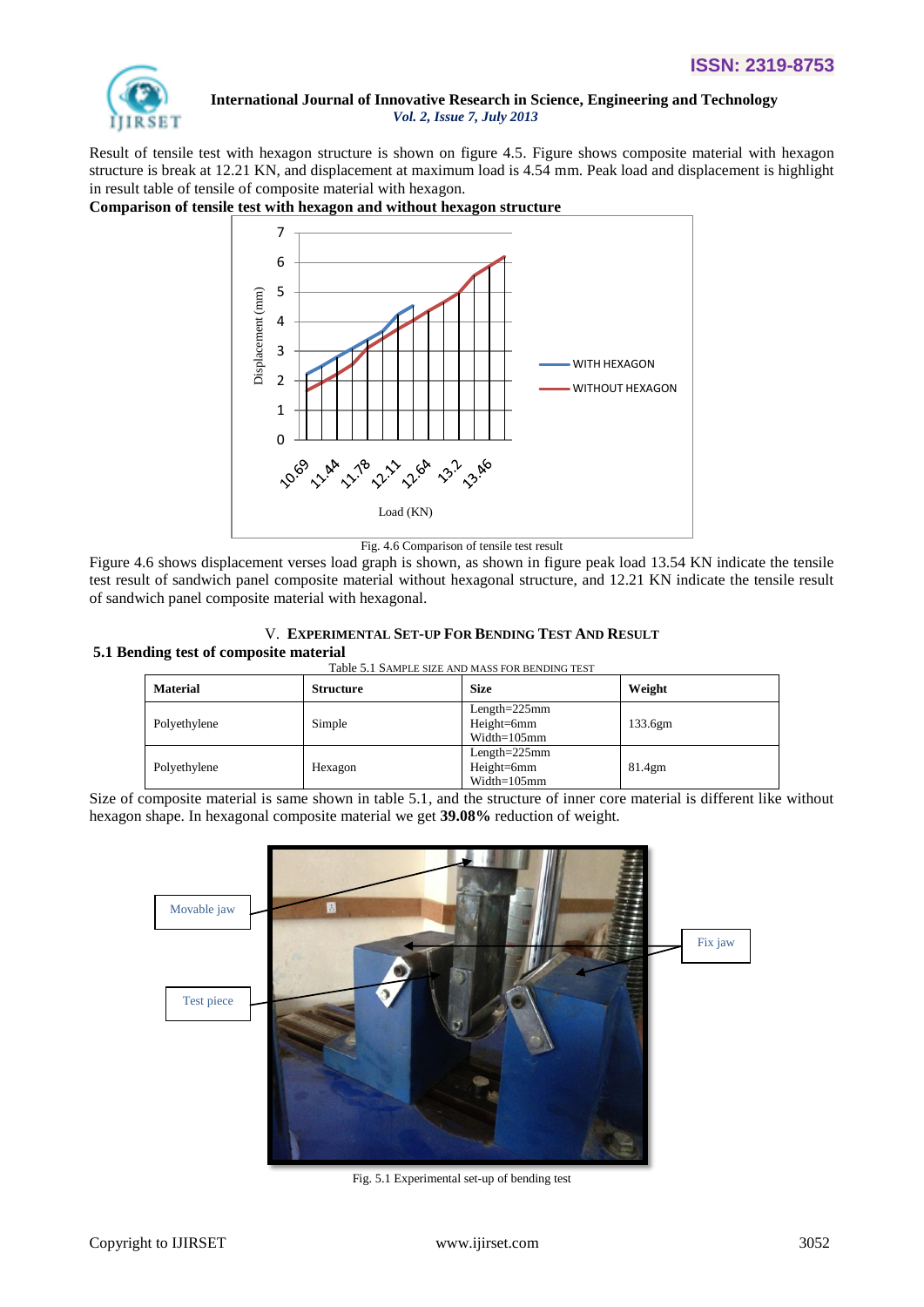Result of tensile test with hexagon structure is shown on figure 4.5. Figure shows composite material with hexagon structure is break at 12.21 KN, and displacement at maximum load is 4.54 mm. Peak load and displacement is highlight in result table of tensile of composite material with hexagon.

**Comparison of tensile test with hexagon and without hexagon structure**

Fig. 4.6 Comparison of tensile test result

Figure 4.6 shows displacement verses load graph is shown, as shown in figure peak load 13.54 KN indicate the tensile test result of sandwich panel composite material without hexagonal structure, and 12.21 KN indicate the tensile result of sandwich panel composite material with hexagonal.

## V. EXPERIMENTAL SET-UP FOR BENDING TEST AND RESULT

### 5.1 Bending test of composite material

Table 5.1 SAMPLE SIZE AND MASS FOR BENDING TEST

| Material | Structure | Size | Weight |
|---|---|---|---|
| Polyethylene | Simple | Length=225mm<br>Height=6mm<br>Width=105mm | 133.6gm |
| Polyethylene | Hexagon | Length=225mm<br>Height=6mm<br>Width=105mm | 81.4gm |

Size of composite material is same shown in table 5.1, and the structure of inner core material is different like without hexagon shape. In hexagonal composite material we get **39.08%** reduction of weight.

Fig. 5.1 Experimental set-up of bending test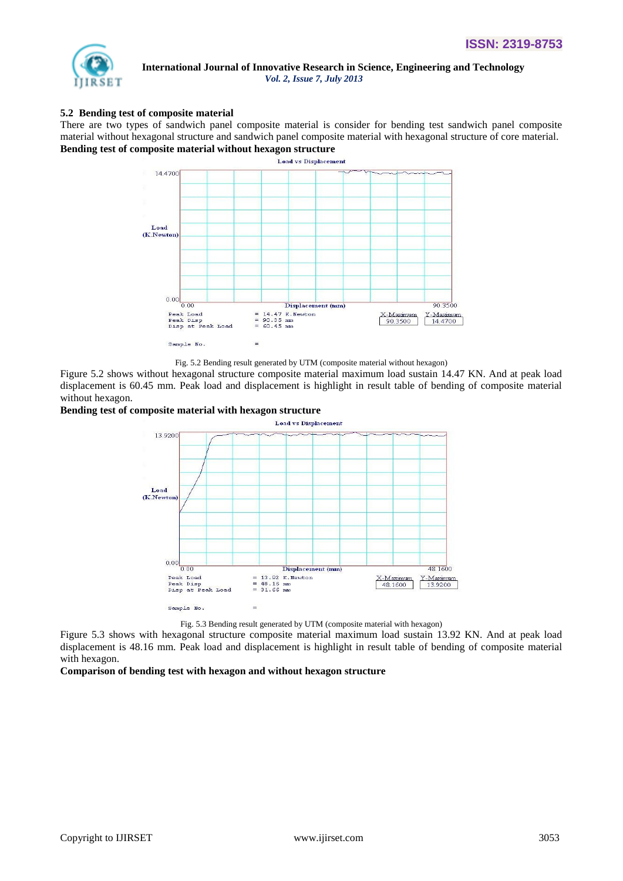### 5.2 Bending test of composite material

There are two types of sandwich panel composite material is consider for bending test sandwich panel composite material without hexagonal structure and sandwich panel composite material with hexagonal structure of core material.

**Bending test of composite material without hexagon structure**

Fig. 5.2 Bending result generated by UTM (composite material without hexagon)

Figure 5.2 shows without hexagonal structure composite material maximum load sustain 14.47 KN. And at peak load displacement is 60.45 mm. Peak load and displacement is highlight in result table of bending of composite material without hexagon.

**Bending test of composite material with hexagon structure**

Fig. 5.3 Bending result generated by UTM (composite material with hexagon)

Figure 5.3 shows with hexagonal structure composite material maximum load sustain 13.92 KN. And at peak load displacement is 48.16 mm. Peak load and displacement is highlight in result table of bending of composite material with hexagon.

**Comparison of bending test with hexagon and without hexagon structure**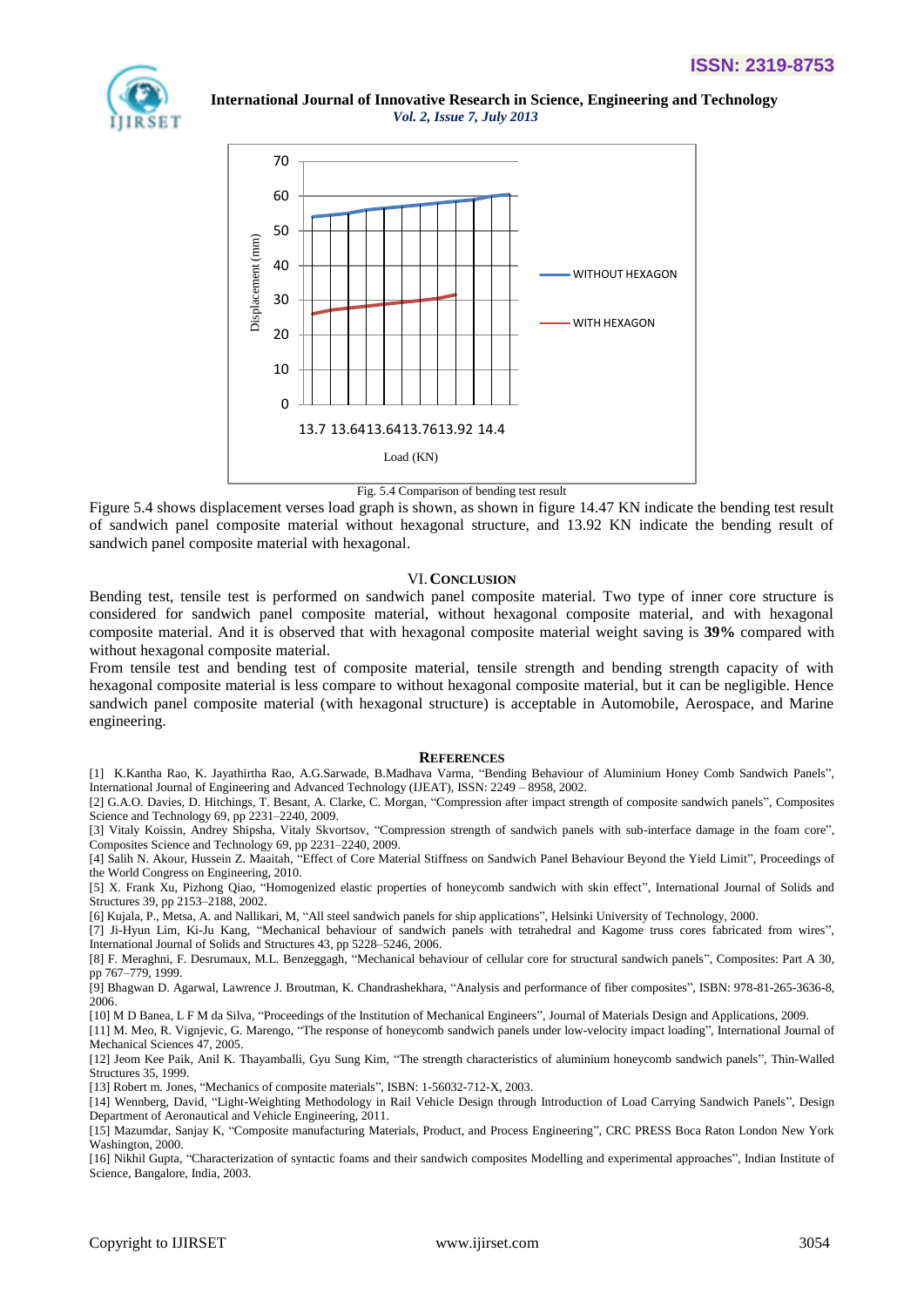70
60
50
40
30
20
10
0

Displacement (mm)

13.7 13.6413.6413.7613.92 14.4

Load (KN)

WITHOUT HEXAGON

WITH HEXAGON

Fig. 5.4 Comparison of bending test result

Figure 5.4 shows displacement verses load graph is shown, as shown in figure 14.47 KN indicate the bending test result of sandwich panel composite material without hexagonal structure, and 13.92 KN indicate the bending result of sandwich panel composite material with hexagonal.

## VI. CONCLUSION

Bending test, tensile test is performed on sandwich panel composite material. Two type of inner core structure is considered for sandwich panel composite material, without hexagonal composite material, and with hexagonal composite material. And it is observed that with hexagonal composite material weight saving is **39%** compared with without hexagonal composite material.

From tensile test and bending test of composite material, tensile strength and bending strength capacity of with hexagonal composite material is less compare to without hexagonal composite material, but it can be negligible. Hence sandwich panel composite material (with hexagonal structure) is acceptable in Automobile, Aerospace, and Marine engineering.

## REFERENCES

[1] K.Kantha Rao, K. Jayathirtha Rao, A.G.Sarwade, B.Madhava Varma, "Bending Behaviour of Aluminium Honey Comb Sandwich Panels", International Journal of Engineering and Advanced Technology (IJEAT), ISSN: 2249 – 8958, 2002.

[2] G.A.O. Davies, D. Hitchings, T. Besant, A. Clarke, C. Morgan, "Compression after impact strength of composite sandwich panels", Composites Science and Technology 69, pp 2231–2240, 2009.

[3] Vitaly Koissin, Andrey Shipsha, Vitaly Skvortsov, "Compression strength of sandwich panels with sub-interface damage in the foam core", Composites Science and Technology 69, pp 2231–2240, 2009.

[4] Salih N. Akour, Hussein Z. Maaitah, "Effect of Core Material Stiffness on Sandwich Panel Behaviour Beyond the Yield Limit", Proceedings of the World Congress on Engineering, 2010.

[5] X. Frank Xu, Pizhong Qiao, "Homogenized elastic properties of honeycomb sandwich with skin effect", International Journal of Solids and Structures 39, pp 2153–2188, 2002.

[6] Kujala, P., Metsa, A. and Nallikari, M, "All steel sandwich panels for ship applications", Helsinki University of Technology, 2000.

[7] Ji-Hyun Lim, Ki-Ju Kang, "Mechanical behaviour of sandwich panels with tetrahedral and Kagome truss cores fabricated from wires", International Journal of Solids and Structures 43, pp 5228–5246, 2006.

[8] F. Meraghni, F. Desrumaux, M.L. Benzeggagh, "Mechanical behaviour of cellular core for structural sandwich panels", Composites: Part A 30, pp 767–779, 1999.

[9] Bhagwan D. Agarwal, Lawrence J. Broutman, K. Chandrashekhara, "Analysis and performance of fiber composites", ISBN: 978-81-265-3636-8, 2006.

[10] M D Banea, L F M da Silva, "Proceedings of the Institution of Mechanical Engineers", Journal of Materials Design and Applications, 2009.

[11] M. Meo, R. Vignjevic, G. Marengo, "The response of honeycomb sandwich panels under low-velocity impact loading", International Journal of Mechanical Sciences 47, 2005.

[12] Jeom Kee Paik, Anil K. Thayamballi, Gyu Sung Kim, "The strength characteristics of aluminium honeycomb sandwich panels", Thin-Walled Structures 35, 1999.

[13] Robert m. Jones, "Mechanics of composite materials", ISBN: 1-56032-712-X, 2003.

[14] Wennberg, David, "Light-Weighting Methodology in Rail Vehicle Design through Introduction of Load Carrying Sandwich Panels", Design Department of Aeronautical and Vehicle Engineering, 2011.

[15] Mazumdar, Sanjay K, "Composite manufacturing Materials, Product, and Process Engineering", CRC PRESS Boca Raton London New York Washington, 2000.

[16] Nikhil Gupta, "Characterization of syntactic foams and their sandwich composites Modelling and experimental approaches", Indian Institute of Science, Bangalore, India, 2003.